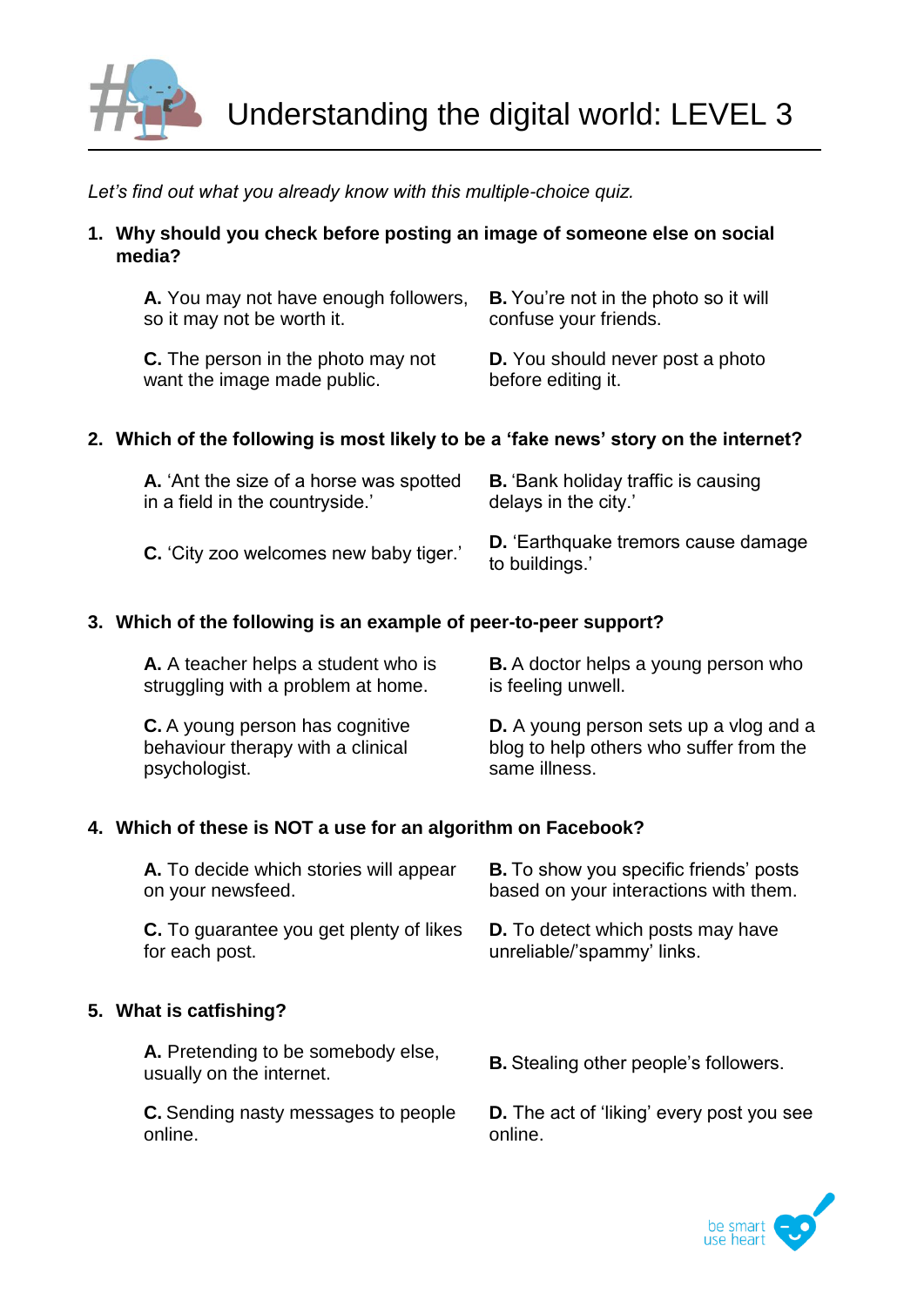# Understanding the digital world: LEVEL 3

*Let's find out what you already know with this multiple-choice quiz.*

1. **Why should you check before posting an image of someone else on social media?**

   **A.** You may not have enough followers, so it may not be worth it.

   **B.** You're not in the photo so it will confuse your friends.

   **C.** The person in the photo may not want the image made public.

   **D.** You should never post a photo before editing it.

2. **Which of the following is most likely to be a 'fake news' story on the internet?**

   **A.** 'Ant the size of a horse was spotted in a field in the countryside.'

   **B.** 'Bank holiday traffic is causing delays in the city.'

   **C.** 'City zoo welcomes new baby tiger.'

   **D.** 'Earthquake tremors cause damage to buildings.'

3. **Which of the following is an example of peer-to-peer support?**

   **A.** A teacher helps a student who is struggling with a problem at home.

   **B.** A doctor helps a young person who is feeling unwell.

   **C.** A young person has cognitive behaviour therapy with a clinical psychologist.

   **D.** A young person sets up a vlog and a blog to help others who suffer from the same illness.

4. **Which of these is NOT a use for an algorithm on Facebook?**

   **A.** To decide which stories will appear on your newsfeed.

   **B.** To show you specific friends' posts based on your interactions with them.

   **C.** To guarantee you get plenty of likes for each post.

   **D.** To detect which posts may have unreliable/'spammy' links.

5. **What is catfishing?**

   **A.** Pretending to be somebody else, usually on the internet.

   **B.** Stealing other people's followers.

   **C.** Sending nasty messages to people online.

   **D.** The act of 'liking' every post you see online.

be smart use heart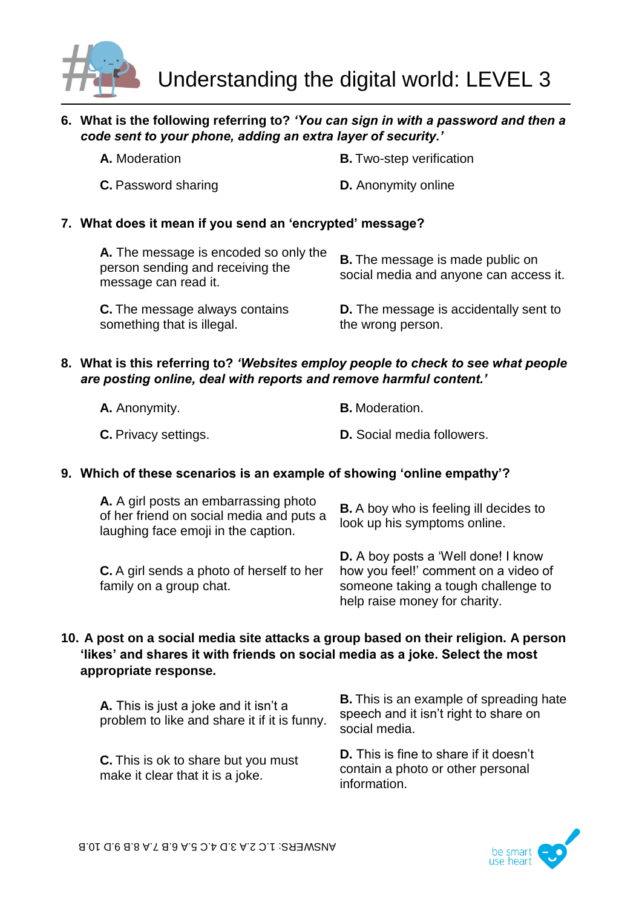**6. What is the following referring to?** ***'You can sign in with a password and then a code sent to your phone, adding an extra layer of security.'***

**A.** Moderation

**B.** Two-step verification

**C.** Password sharing

**D.** Anonymity online

**7. What does it mean if you send an 'encrypted' message?**

**A.** The message is encoded so only the person sending and receiving the message can read it.

**B.** The message is made public on social media and anyone can access it.

**C.** The message always contains something that is illegal.

**D.** The message is accidentally sent to the wrong person.

**8. What is this referring to?** ***'Websites employ people to check to see what people are posting online, deal with reports and remove harmful content.'***

**A.** Anonymity.

**B.** Moderation.

**C.** Privacy settings.

**D.** Social media followers.

**9. Which of these scenarios is an example of showing 'online empathy'?**

**A.** A girl posts an embarrassing photo of her friend on social media and puts a laughing face emoji in the caption.

**B.** A boy who is feeling ill decides to look up his symptoms online.

**C.** A girl sends a photo of herself to her family on a group chat.

**D.** A boy posts a 'Well done! I know how you feel!' comment on a video of someone taking a tough challenge to help raise money for charity.

**10. A post on a social media site attacks a group based on their religion. A person 'likes' and shares it with friends on social media as a joke. Select the most appropriate response.**

**A.** This is just a joke and it isn't a problem to like and share it if it is funny.

**B.** This is an example of spreading hate speech and it isn't right to share on social media.

**C.** This is ok to share but you must make it clear that it is a joke.

**D.** This is fine to share if it doesn't contain a photo or other personal information.

ANSWERS: 1.C 2.A 3.D 4.C 5.A 6.B 7.A 8.B 9.D 10.B